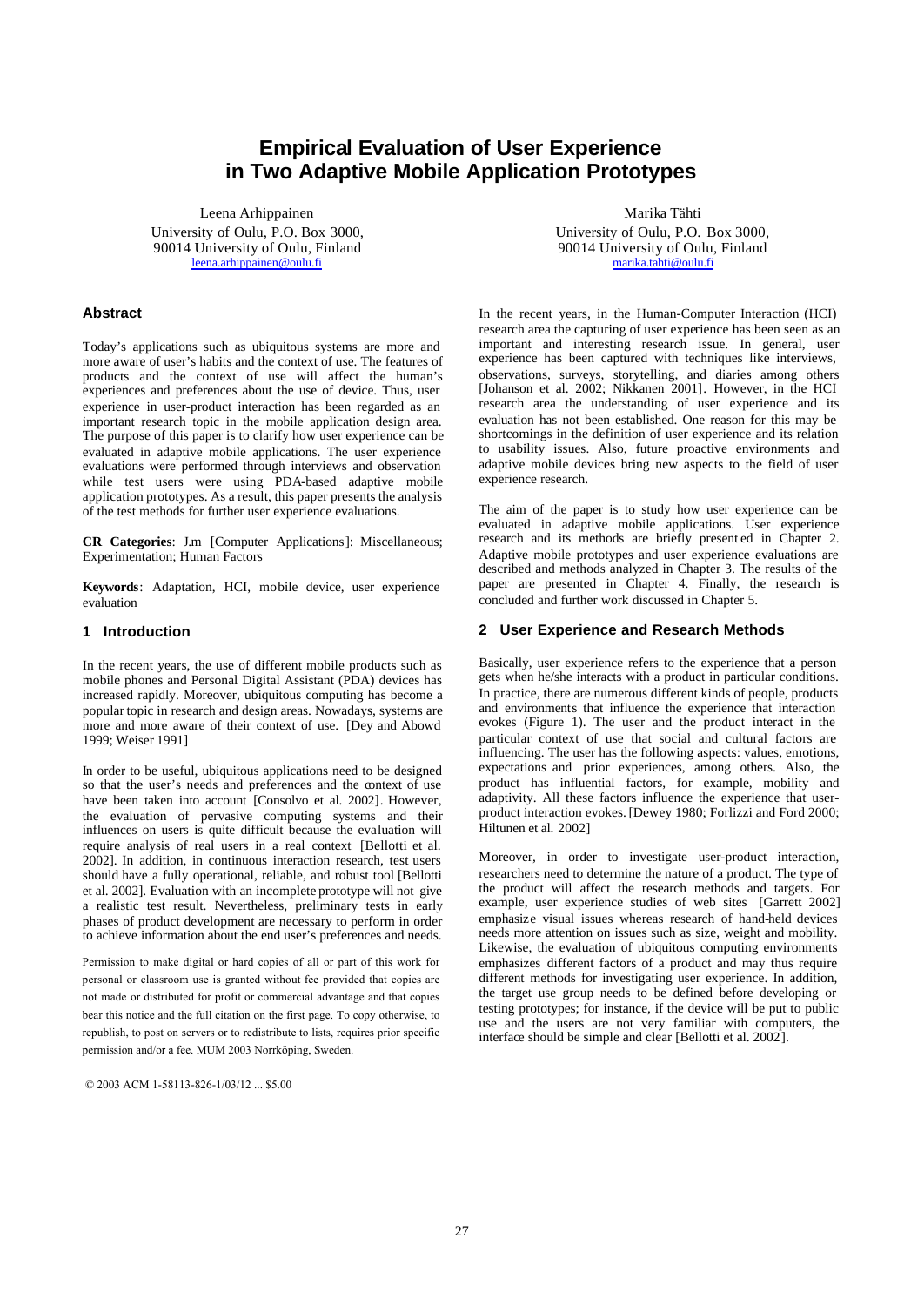# Empirical Evaluation of User Experience in Two Adaptive Mobile Application Prototypes

Leena Arhippainen
University of Oulu, P.O. Box 3000,
90014 University of Oulu, Finland
leena.arhippainen@oulu.fi

Marika Tähti
University of Oulu, P.O. Box 3000,
90014 University of Oulu, Finland
marika.tahti@oulu.fi

## Abstract

Today's applications such as ubiquitous systems are more and more aware of user's habits and the context of use. The features of products and the context of use will affect the human's experiences and preferences about the use of device. Thus, user experience in user-product interaction has been regarded as an important research topic in the mobile application design area. The purpose of this paper is to clarify how user experience can be evaluated in adaptive mobile applications. The user experience evaluations were performed through interviews and observation while test users were using PDA-based adaptive mobile application prototypes. As a result, this paper presents the analysis of the test methods for further user experience evaluations.

**CR Categories**: J.m [Computer Applications]: Miscellaneous; Experimentation; Human Factors

**Keywords**: Adaptation, HCI, mobile device, user experience evaluation

## 1 Introduction

In the recent years, the use of different mobile products such as mobile phones and Personal Digital Assistant (PDA) devices has increased rapidly. Moreover, ubiquitous computing has become a popular topic in research and design areas. Nowadays, systems are more and more aware of their context of use. [Dey and Abowd 1999; Weiser 1991]

In order to be useful, ubiquitous applications need to be designed so that the user's needs and preferences and the context of use have been taken into account [Consolvo et al. 2002]. However, the evaluation of pervasive computing systems and their influences on users is quite difficult because the evaluation will require analysis of real users in a real context [Bellotti et al. 2002]. In addition, in continuous interaction research, test users should have a fully operational, reliable, and robust tool [Bellotti et al. 2002]. Evaluation with an incomplete prototype will not give a realistic test result. Nevertheless, preliminary tests in early phases of product development are necessary to perform in order to achieve information about the end user's preferences and needs.

Permission to make digital or hard copies of all or part of this work for personal or classroom use is granted without fee provided that copies are not made or distributed for profit or commercial advantage and that copies bear this notice and the full citation on the first page. To copy otherwise, to republish, to post on servers or to redistribute to lists, requires prior specific permission and/or a fee. MUM 2003 Norrköping, Sweden.

© 2003 ACM 1-58113-826-1/03/12 ... $5.00

In the recent years, in the Human-Computer Interaction (HCI) research area the capturing of user experience has been seen as an important and interesting research issue. In general, user experience has been captured with techniques like interviews, observations, surveys, storytelling, and diaries among others [Johanson et al. 2002; Nikkanen 2001]. However, in the HCI research area the understanding of user experience and its evaluation has not been established. One reason for this may be shortcomings in the definition of user experience and its relation to usability issues. Also, future proactive environments and adaptive mobile devices bring new aspects to the field of user experience research.

The aim of the paper is to study how user experience can be evaluated in adaptive mobile applications. User experience research and its methods are briefly presented in Chapter 2. Adaptive mobile prototypes and user experience evaluations are described and methods analyzed in Chapter 3. The results of the paper are presented in Chapter 4. Finally, the research is concluded and further work discussed in Chapter 5.

## 2 User Experience and Research Methods

Basically, user experience refers to the experience that a person gets when he/she interacts with a product in particular conditions. In practice, there are numerous different kinds of people, products and environments that influence the experience that interaction evokes (Figure 1). The user and the product interact in the particular context of use that social and cultural factors are influencing. The user has the following aspects: values, emotions, expectations and prior experiences, among others. Also, the product has influential factors, for example, mobility and adaptivity. All these factors influence the experience that user-product interaction evokes. [Dewey 1980; Forlizzi and Ford 2000; Hiltunen et al. 2002]

Moreover, in order to investigate user-product interaction, researchers need to determine the nature of a product. The type of the product will affect the research methods and targets. For example, user experience studies of web sites [Garrett 2002] emphasize visual issues whereas research of hand-held devices needs more attention on issues such as size, weight and mobility. Likewise, the evaluation of ubiquitous computing environments emphasizes different factors of a product and may thus require different methods for investigating user experience. In addition, the target use group needs to be defined before developing or testing prototypes; for instance, if the device will be put to public use and the users are not very familiar with computers, the interface should be simple and clear [Bellotti et al. 2002].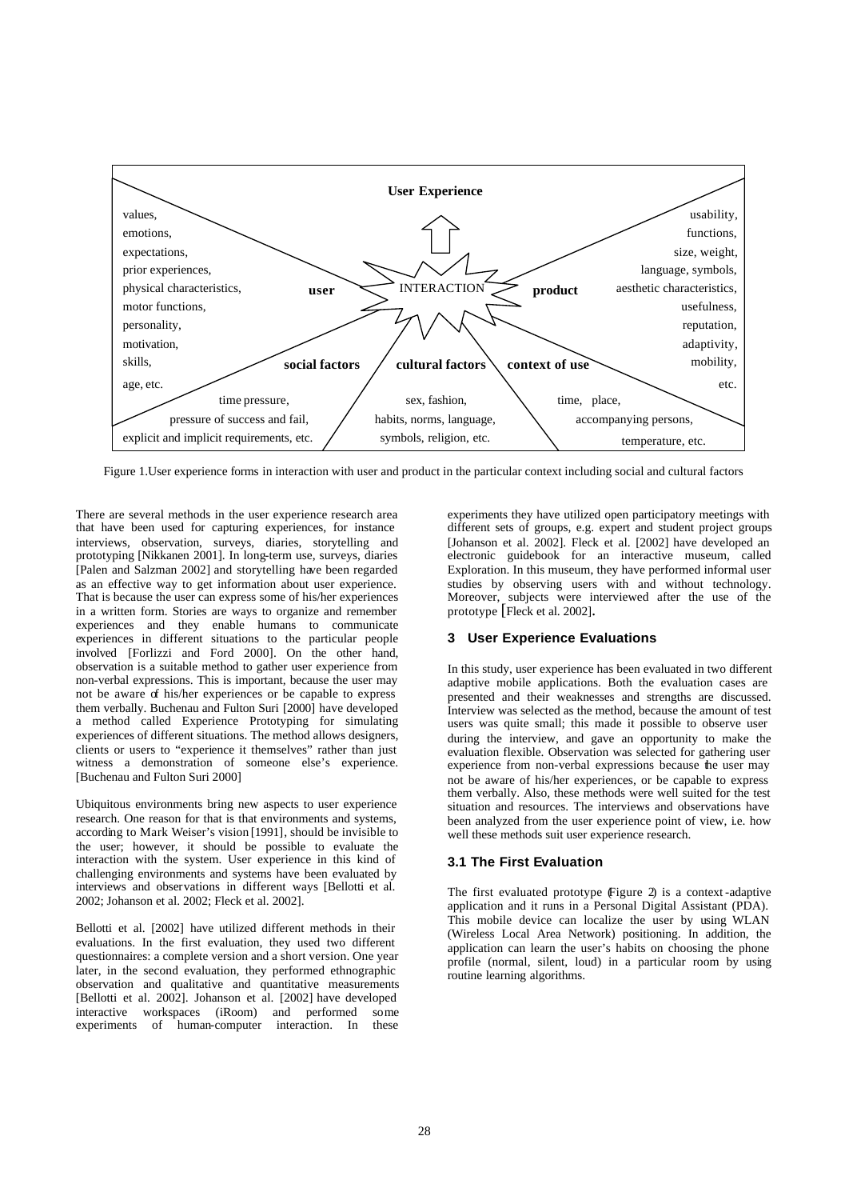Figure 1.User experience forms in interaction with user and product in the particular context including social and cultural factors

There are several methods in the user experience research area that have been used for capturing experiences, for instance interviews, observation, surveys, diaries, storytelling and prototyping [Nikkanen 2001]. In long-term use, surveys, diaries [Palen and Salzman 2002] and storytelling have been regarded as an effective way to get information about user experience. That is because the user can express some of his/her experiences in a written form. Stories are ways to organize and remember experiences and they enable humans to communicate experiences in different situations to the particular people involved [Forlizzi and Ford 2000]. On the other hand, observation is a suitable method to gather user experience from non-verbal expressions. This is important, because the user may not be aware of his/her experiences or be capable to express them verbally. Buchenau and Fulton Suri [2000] have developed a method called Experience Prototyping for simulating experiences of different situations. The method allows designers, clients or users to "experience it themselves" rather than just witness a demonstration of someone else's experience. [Buchenau and Fulton Suri 2000]

Ubiquitous environments bring new aspects to user experience research. One reason for that is that environments and systems, according to Mark Weiser's vision [1991], should be invisible to the user; however, it should be possible to evaluate the interaction with the system. User experience in this kind of challenging environments and systems have been evaluated by interviews and observations in different ways [Bellotti et al. 2002; Johanson et al. 2002; Fleck et al. 2002].

Bellotti et al. [2002] have utilized different methods in their evaluations. In the first evaluation, they used two different questionnaires: a complete version and a short version. One year later, in the second evaluation, they performed ethnographic observation and qualitative and quantitative measurements [Bellotti et al. 2002]. Johanson et al. [2002] have developed interactive workspaces (iRoom) and performed some experiments of human-computer interaction. In these experiments they have utilized open participatory meetings with different sets of groups, e.g. expert and student project groups [Johanson et al. 2002]. Fleck et al. [2002] have developed an electronic guidebook for an interactive museum, called Exploration. In this museum, they have performed informal user studies by observing users with and without technology. Moreover, subjects were interviewed after the use of the prototype [Fleck et al. 2002].

## 3 User Experience Evaluations

In this study, user experience has been evaluated in two different adaptive mobile applications. Both the evaluation cases are presented and their weaknesses and strengths are discussed. Interview was selected as the method, because the amount of test users was quite small; this made it possible to observe user during the interview, and gave an opportunity to make the evaluation flexible. Observation was selected for gathering user experience from non-verbal expressions because the user may not be aware of his/her experiences, or be capable to express them verbally. Also, these methods were well suited for the test situation and resources. The interviews and observations have been analyzed from the user experience point of view, i.e. how well these methods suit user experience research.

### 3.1 The First Evaluation

The first evaluated prototype (Figure 2) is a context-adaptive application and it runs in a Personal Digital Assistant (PDA). This mobile device can localize the user by using WLAN (Wireless Local Area Network) positioning. In addition, the application can learn the user's habits on choosing the phone profile (normal, silent, loud) in a particular room by using routine learning algorithms.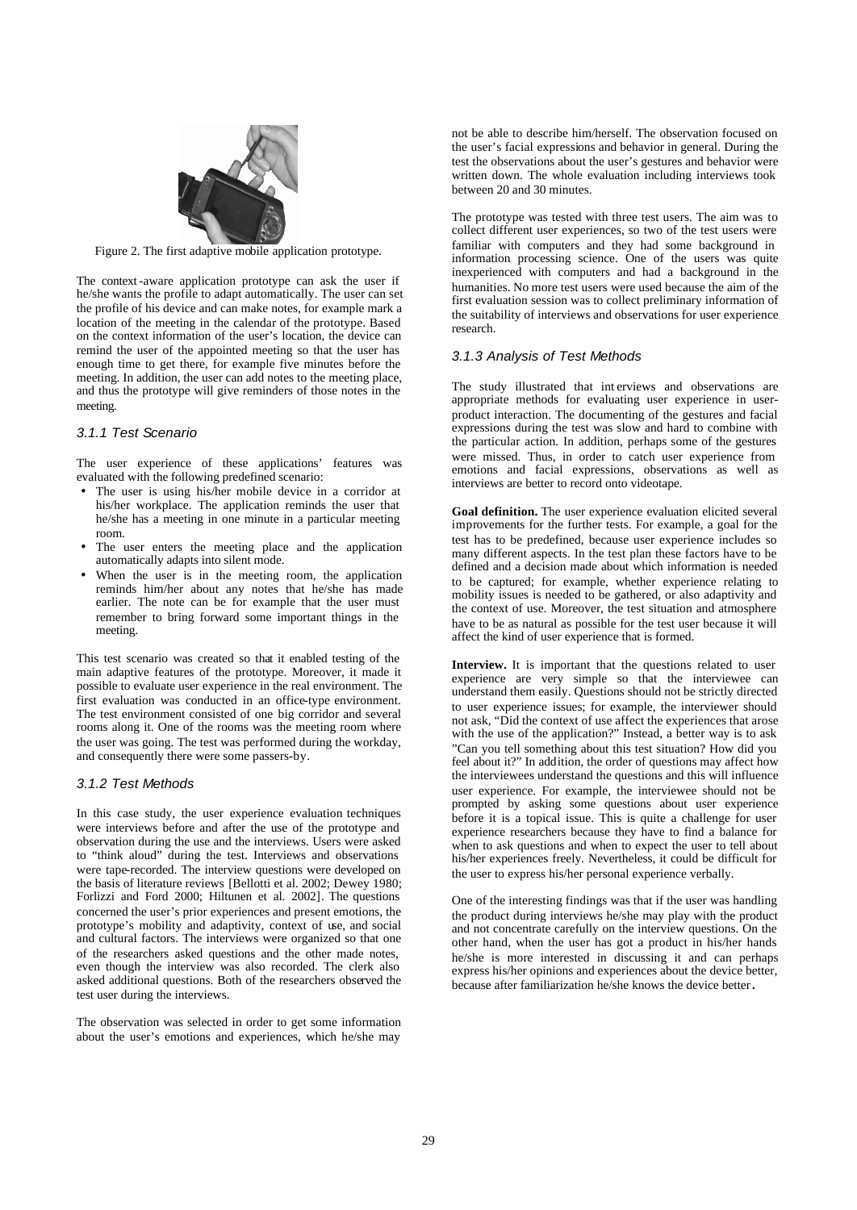Figure 2. The first adaptive mobile application prototype.

The context-aware application prototype can ask the user if he/she wants the profile to adapt automatically. The user can set the profile of his device and can make notes, for example mark a location of the meeting in the calendar of the prototype. Based on the context information of the user's location, the device can remind the user of the appointed meeting so that the user has enough time to get there, for example five minutes before the meeting. In addition, the user can add notes to the meeting place, and thus the prototype will give reminders of those notes in the meeting.

### 3.1.1 Test Scenario

The user experience of these applications' features was evaluated with the following predefined scenario:

- The user is using his/her mobile device in a corridor at his/her workplace. The application reminds the user that he/she has a meeting in one minute in a particular meeting room.
- The user enters the meeting place and the application automatically adapts into silent mode.
- When the user is in the meeting room, the application reminds him/her about any notes that he/she has made earlier. The note can be for example that the user must remember to bring forward some important things in the meeting.

This test scenario was created so that it enabled testing of the main adaptive features of the prototype. Moreover, it made it possible to evaluate user experience in the real environment. The first evaluation was conducted in an office-type environment. The test environment consisted of one big corridor and several rooms along it. One of the rooms was the meeting room where the user was going. The test was performed during the workday, and consequently there were some passers-by.

### 3.1.2 Test Methods

In this case study, the user experience evaluation techniques were interviews before and after the use of the prototype and observation during the use and the interviews. Users were asked to "think aloud" during the test. Interviews and observations were tape-recorded. The interview questions were developed on the basis of literature reviews [Bellotti et al. 2002; Dewey 1980; Forlizzi and Ford 2000; Hiltunen et al. 2002]. The questions concerned the user's prior experiences and present emotions, the prototype's mobility and adaptivity, context of use, and social and cultural factors. The interviews were organized so that one of the researchers asked questions and the other made notes, even though the interview was also recorded. The clerk also asked additional questions. Both of the researchers observed the test user during the interviews.

The observation was selected in order to get some information about the user's emotions and experiences, which he/she may not be able to describe him/herself. The observation focused on the user's facial expressions and behavior in general. During the test the observations about the user's gestures and behavior were written down. The whole evaluation including interviews took between 20 and 30 minutes.

The prototype was tested with three test users. The aim was to collect different user experiences, so two of the test users were familiar with computers and they had some background in information processing science. One of the users was quite inexperienced with computers and had a background in the humanities. No more test users were used because the aim of the first evaluation session was to collect preliminary information of the suitability of interviews and observations for user experience research.

### 3.1.3 Analysis of Test Methods

The study illustrated that interviews and observations are appropriate methods for evaluating user experience in user-product interaction. The documenting of the gestures and facial expressions during the test was slow and hard to combine with the particular action. In addition, perhaps some of the gestures were missed. Thus, in order to catch user experience from emotions and facial expressions, observations as well as interviews are better to record onto videotape.

**Goal definition.** The user experience evaluation elicited several improvements for the further tests. For example, a goal for the test has to be predefined, because user experience includes so many different aspects. In the test plan these factors have to be defined and a decision made about which information is needed to be captured; for example, whether experience relating to mobility issues is needed to be gathered, or also adaptivity and the context of use. Moreover, the test situation and atmosphere have to be as natural as possible for the test user because it will affect the kind of user experience that is formed.

**Interview.** It is important that the questions related to user experience are very simple so that the interviewee can understand them easily. Questions should not be strictly directed to user experience issues; for example, the interviewer should not ask, "Did the context of use affect the experiences that arose with the use of the application?" Instead, a better way is to ask "Can you tell something about this test situation? How did you feel about it?" In addition, the order of questions may affect how the interviewees understand the questions and this will influence user experience. For example, the interviewee should not be prompted by asking some questions about user experience before it is a topical issue. This is quite a challenge for user experience researchers because they have to find a balance for when to ask questions and when to expect the user to tell about his/her experiences freely. Nevertheless, it could be difficult for the user to express his/her personal experience verbally.

One of the interesting findings was that if the user was handling the product during interviews he/she may play with the product and not concentrate carefully on the interview questions. On the other hand, when the user has got a product in his/her hands he/she is more interested in discussing it and can perhaps express his/her opinions and experiences about the device better, because after familiarization he/she knows the device better.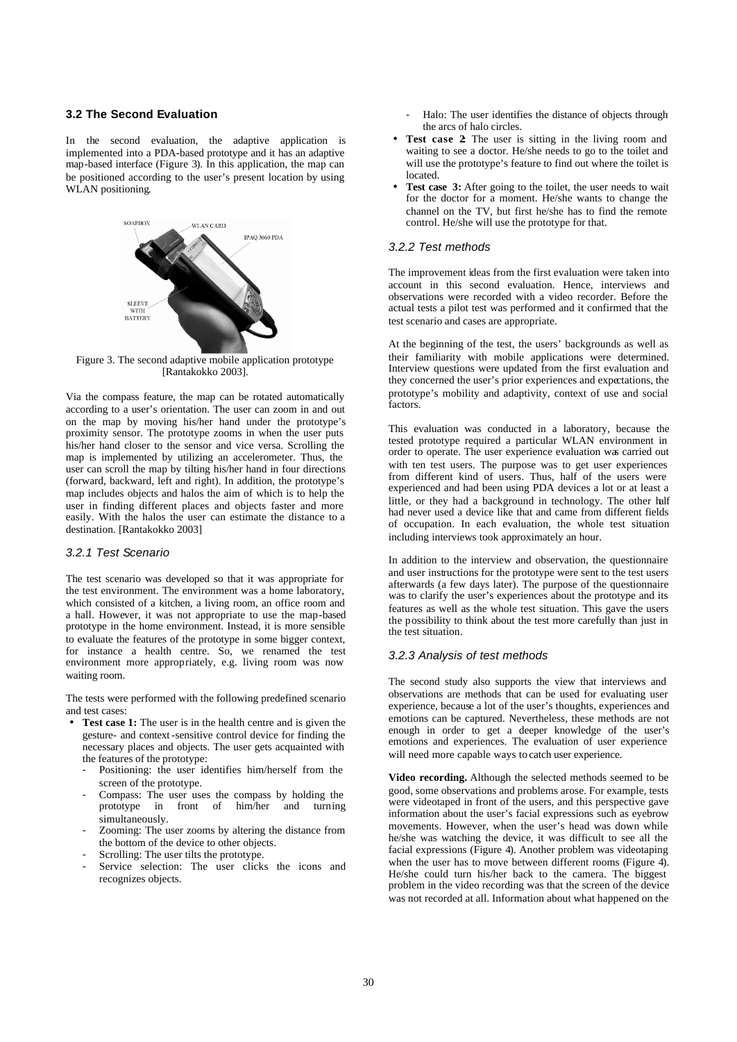### 3.2 The Second Evaluation

In the second evaluation, the adaptive application is implemented into a PDA-based prototype and it has an adaptive map-based interface (Figure 3). In this application, the map can be positioned according to the user's present location by using WLAN positioning.

Figure 3. The second adaptive mobile application prototype [Rantakokko 2003].

Via the compass feature, the map can be rotated automatically according to a user's orientation. The user can zoom in and out on the map by moving his/her hand under the prototype's proximity sensor. The prototype zooms in when the user puts his/her hand closer to the sensor and vice versa. Scrolling the map is implemented by utilizing an accelerometer. Thus, the user can scroll the map by tilting his/her hand in four directions (forward, backward, left and right). In addition, the prototype's map includes objects and halos the aim of which is to help the user in finding different places and objects faster and more easily. With the halos the user can estimate the distance to a destination. [Rantakokko 2003]

#### 3.2.1 Test Scenario

The test scenario was developed so that it was appropriate for the test environment. The environment was a home laboratory, which consisted of a kitchen, a living room, an office room and a hall. However, it was not appropriate to use the map-based prototype in the home environment. Instead, it is more sensible to evaluate the features of the prototype in some bigger context, for instance a health centre. So, we renamed the test environment more appropriately, e.g. living room was now waiting room.

The tests were performed with the following predefined scenario and test cases:

- **Test case 1:** The user is in the health centre and is given the gesture- and context-sensitive control device for finding the necessary places and objects. The user gets acquainted with the features of the prototype:
  - Positioning: the user identifies him/herself from the screen of the prototype.
  - Compass: The user uses the compass by holding the prototype in front of him/her and turning simultaneously.
  - Zooming: The user zooms by altering the distance from the bottom of the device to other objects.
  - Scrolling: The user tilts the prototype.
  - Service selection: The user clicks the icons and recognizes objects.
  - Halo: The user identifies the distance of objects through the arcs of halo circles.
- **Test case 2:** The user is sitting in the living room and waiting to see a doctor. He/she needs to go to the toilet and will use the prototype's feature to find out where the toilet is located.
- **Test case 3:** After going to the toilet, the user needs to wait for the doctor for a moment. He/she wants to change the channel on the TV, but first he/she has to find the remote control. He/she will use the prototype for that.

#### 3.2.2 Test methods

The improvement ideas from the first evaluation were taken into account in this second evaluation. Hence, interviews and observations were recorded with a video recorder. Before the actual tests a pilot test was performed and it confirmed that the test scenario and cases are appropriate.

At the beginning of the test, the users' backgrounds as well as their familiarity with mobile applications were determined. Interview questions were updated from the first evaluation and they concerned the user's prior experiences and expectations, the prototype's mobility and adaptivity, context of use and social factors.

This evaluation was conducted in a laboratory, because the tested prototype required a particular WLAN environment in order to operate. The user experience evaluation was carried out with ten test users. The purpose was to get user experiences from different kind of users. Thus, half of the users were experienced and had been using PDA devices a lot or at least a little, or they had a background in technology. The other half had never used a device like that and came from different fields of occupation. In each evaluation, the whole test situation including interviews took approximately an hour.

In addition to the interview and observation, the questionnaire and user instructions for the prototype were sent to the test users afterwards (a few days later). The purpose of the questionnaire was to clarify the user's experiences about the prototype and its features as well as the whole test situation. This gave the users the possibility to think about the test more carefully than just in the test situation.

#### 3.2.3 Analysis of test methods

The second study also supports the view that interviews and observations are methods that can be used for evaluating user experience, because a lot of the user's thoughts, experiences and emotions can be captured. Nevertheless, these methods are not enough in order to get a deeper knowledge of the user's emotions and experiences. The evaluation of user experience will need more capable ways to catch user experience.

**Video recording.** Although the selected methods seemed to be good, some observations and problems arose. For example, tests were videotaped in front of the users, and this perspective gave information about the user's facial expressions such as eyebrow movements. However, when the user's head was down while he/she was watching the device, it was difficult to see all the facial expressions (Figure 4). Another problem was videotaping when the user has to move between different rooms (Figure 4). He/she could turn his/her back to the camera. The biggest problem in the video recording was that the screen of the device was not recorded at all. Information about what happened on the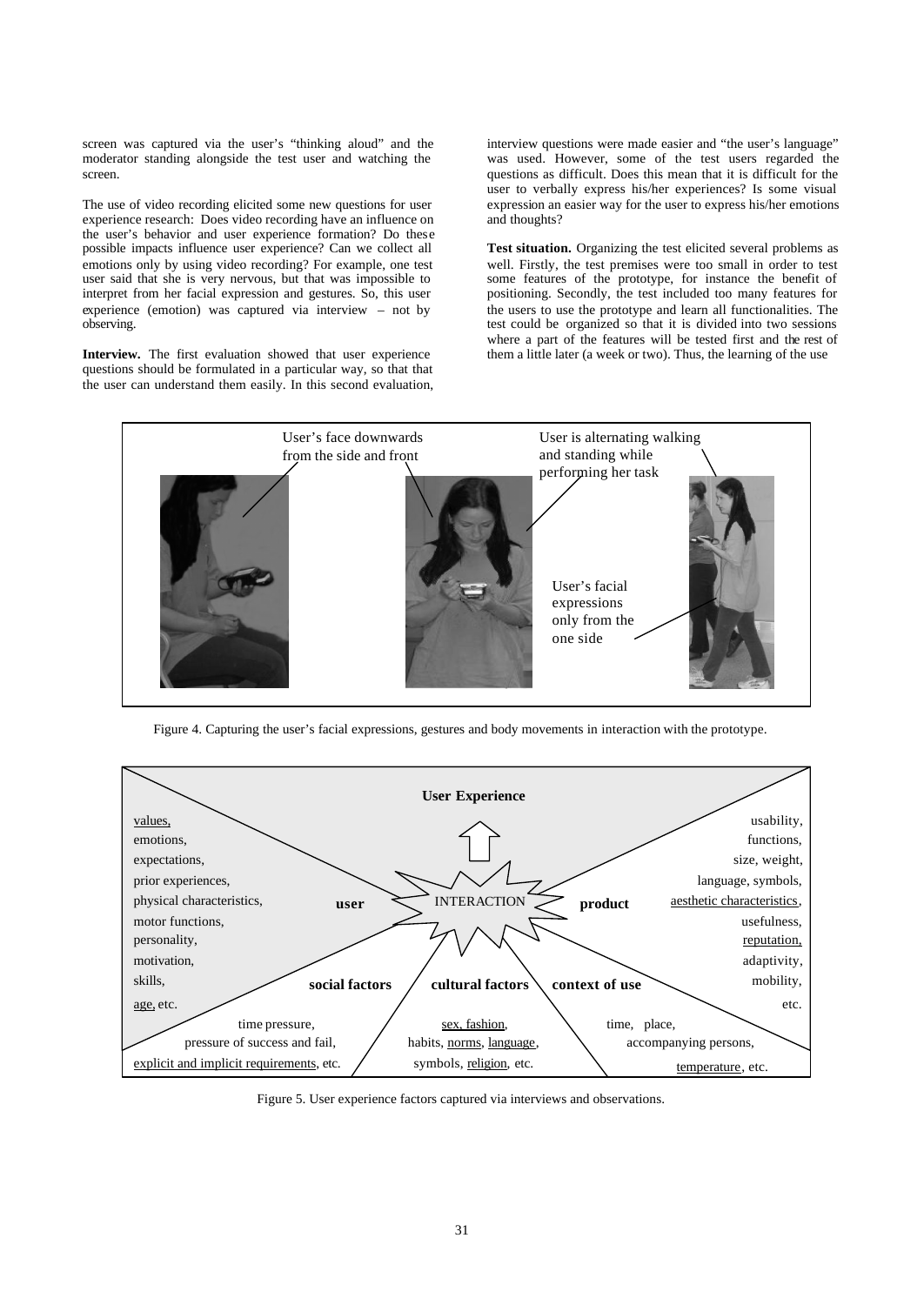screen was captured via the user's "thinking aloud" and the moderator standing alongside the test user and watching the screen.

The use of video recording elicited some new questions for user experience research: Does video recording have an influence on the user's behavior and user experience formation? Do these possible impacts influence user experience? Can we collect all emotions only by using video recording? For example, one test user said that she is very nervous, but that was impossible to interpret from her facial expression and gestures. So, this user experience (emotion) was captured via interview – not by observing.

**Interview.** The first evaluation showed that user experience questions should be formulated in a particular way, so that that the user can understand them easily. In this second evaluation, interview questions were made easier and "the user's language" was used. However, some of the test users regarded the questions as difficult. Does this mean that it is difficult for the user to verbally express his/her experiences? Is some visual expression an easier way for the user to express his/her emotions and thoughts?

**Test situation.** Organizing the test elicited several problems as well. Firstly, the test premises were too small in order to test some features of the prototype, for instance the benefit of positioning. Secondly, the test included too many features for the users to use the prototype and learn all functionalities. The test could be organized so that it is divided into two sessions where a part of the features will be tested first and the rest of them a little later (a week or two). Thus, the learning of the use

User's face downwards from the side and front

User is alternating walking and standing while performing her task

User's facial expressions only from the one side

Figure 4. Capturing the user's facial expressions, gestures and body movements in interaction with the prototype.

**User Experience**

INTERACTION

**user**: values, emotions, expectations, prior experiences, physical characteristics, motor functions, personality, motivation, skills, age, etc.

**product**: usability, functions, size, weight, language, symbols, aesthetic characteristics, usefulness, reputation, adaptivity, mobility, etc.

**social factors**: time pressure, pressure of success and fail, explicit and implicit requirements, etc.

**cultural factors**: sex, fashion, habits, norms, language, symbols, religion, etc.

**context of use**: time, place, accompanying persons, temperature, etc.

Figure 5. User experience factors captured via interviews and observations.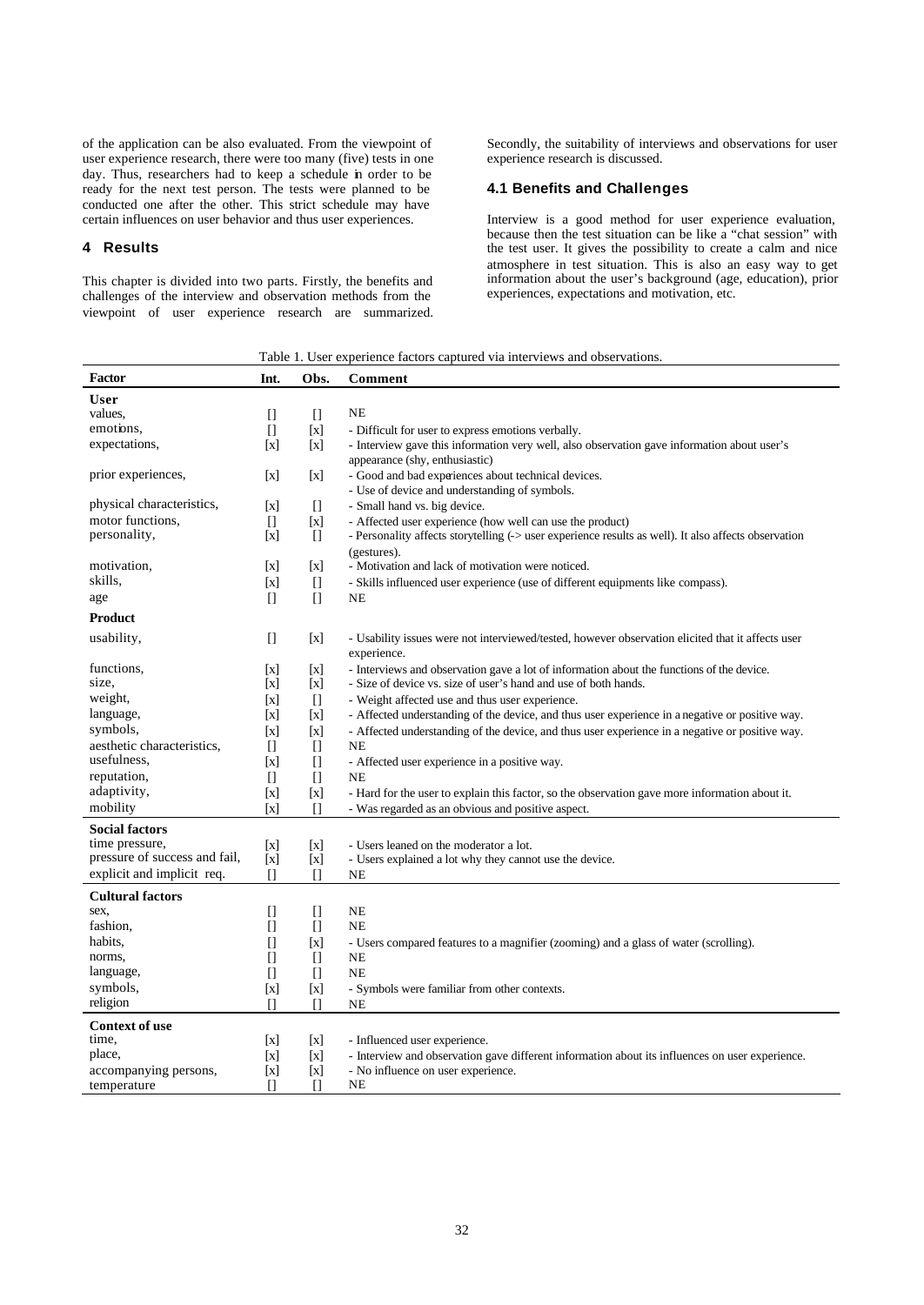of the application can be also evaluated. From the viewpoint of user experience research, there were too many (five) tests in one day. Thus, researchers had to keep a schedule in order to be ready for the next test person. The tests were planned to be conducted one after the other. This strict schedule may have certain influences on user behavior and thus user experiences.

## 4 Results

This chapter is divided into two parts. Firstly, the benefits and challenges of the interview and observation methods from the viewpoint of user experience research are summarized. Secondly, the suitability of interviews and observations for user experience research is discussed.

### 4.1 Benefits and Challenges

Interview is a good method for user experience evaluation, because then the test situation can be like a "chat session" with the test user. It gives the possibility to create a calm and nice atmosphere in test situation. This is also an easy way to get information about the user's background (age, education), prior experiences, expectations and motivation, etc.

Table 1. User experience factors captured via interviews and observations.

| Factor | Int. | Obs. | Comment |
|---|---|---|---|
| **User** | | | |
| values, | [] | [] | NE |
| emotions, | [] | [x] | - Difficult for user to express emotions verbally. |
| expectations, | [x] | [x] | - Interview gave this information very well, also observation gave information about user's appearance (shy, enthusiastic) |
| prior experiences, | [x] | [x] | - Good and bad experiences about technical devices. - Use of device and understanding of symbols. |
| physical characteristics, | [x] | [] | - Small hand vs. big device. |
| motor functions, | [] | [x] | - Affected user experience (how well can use the product) |
| personality, | [x] | [] | - Personality affects storytelling (-> user experience results as well). It also affects observation (gestures). |
| motivation, | [x] | [x] | - Motivation and lack of motivation were noticed. |
| skills, | [x] | [] | - Skills influenced user experience (use of different equipments like compass). |
| age | [] | [] | NE |
| **Product** | | | |
| usability, | [] | [x] | - Usability issues were not interviewed/tested, however observation elicited that it affects user experience. |
| functions, | [x] | [x] | - Interviews and observation gave a lot of information about the functions of the device. |
| size, | [x] | [x] | - Size of device vs. size of user's hand and use of both hands. |
| weight, | [x] | [] | - Weight affected use and thus user experience. |
| language, | [x] | [x] | - Affected understanding of the device, and thus user experience in a negative or positive way. |
| symbols, | [x] | [x] | - Affected understanding of the device, and thus user experience in a negative or positive way. |
| aesthetic characteristics, | [] | [] | NE |
| usefulness, | [x] | [] | - Affected user experience in a positive way. |
| reputation, | [] | [] | NE |
| adaptivity, | [x] | [x] | - Hard for the user to explain this factor, so the observation gave more information about it. |
| mobility | [x] | [] | - Was regarded as an obvious and positive aspect. |
| **Social factors** | | | |
| time pressure, | [x] | [x] | - Users leaned on the moderator a lot. |
| pressure of success and fail, | [x] | [x] | - Users explained a lot why they cannot use the device. |
| explicit and implicit req. | [] | [] | NE |
| **Cultural factors** | | | |
| sex, | [] | [] | NE |
| fashion, | [] | [] | NE |
| habits, | [] | [x] | - Users compared features to a magnifier (zooming) and a glass of water (scrolling). |
| norms, | [] | [] | NE |
| language, | [] | [] | NE |
| symbols, | [x] | [x] | - Symbols were familiar from other contexts. |
| religion | [] | [] | NE |
| **Context of use** | | | |
| time, | [x] | [x] | - Influenced user experience. |
| place, | [x] | [x] | - Interview and observation gave different information about its influences on user experience. |
| accompanying persons, | [x] | [x] | - No influence on user experience. |
| temperature | [] | [] | NE |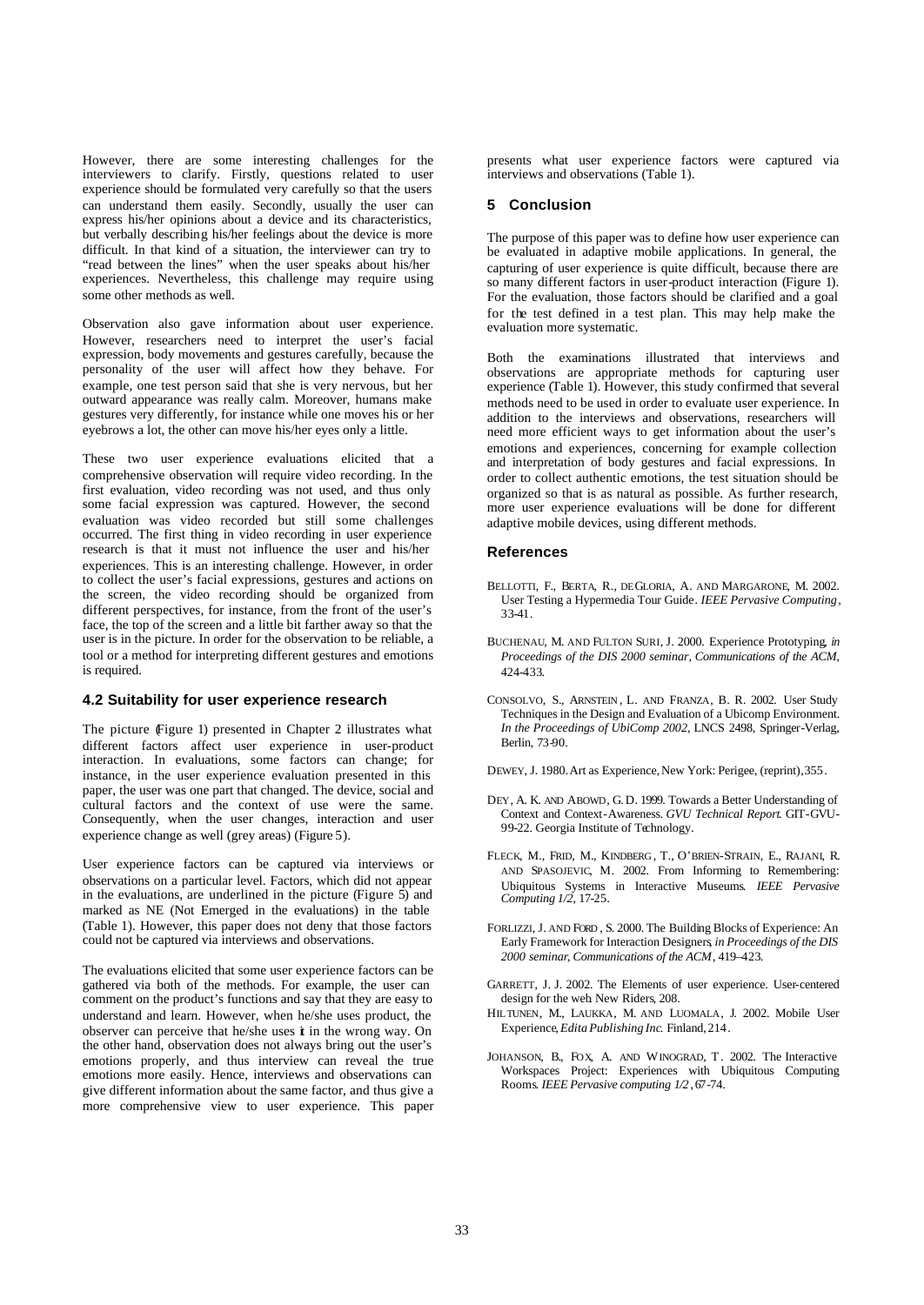However, there are some interesting challenges for the interviewers to clarify. Firstly, questions related to user experience should be formulated very carefully so that the users can understand them easily. Secondly, usually the user can express his/her opinions about a device and its characteristics, but verbally describing his/her feelings about the device is more difficult. In that kind of a situation, the interviewer can try to "read between the lines" when the user speaks about his/her experiences. Nevertheless, this challenge may require using some other methods as well.

Observation also gave information about user experience. However, researchers need to interpret the user's facial expression, body movements and gestures carefully, because the personality of the user will affect how they behave. For example, one test person said that she is very nervous, but her outward appearance was really calm. Moreover, humans make gestures very differently, for instance while one moves his or her eyebrows a lot, the other can move his/her eyes only a little.

These two user experience evaluations elicited that a comprehensive observation will require video recording. In the first evaluation, video recording was not used, and thus only some facial expression was captured. However, the second evaluation was video recorded but still some challenges occurred. The first thing in video recording in user experience research is that it must not influence the user and his/her experiences. This is an interesting challenge. However, in order to collect the user's facial expressions, gestures and actions on the screen, the video recording should be organized from different perspectives, for instance, from the front of the user's face, the top of the screen and a little bit farther away so that the user is in the picture. In order for the observation to be reliable, a tool or a method for interpreting different gestures and emotions is required.

### 4.2 Suitability for user experience research

The picture (Figure 1) presented in Chapter 2 illustrates what different factors affect user experience in user-product interaction. In evaluations, some factors can change; for instance, in the user experience evaluation presented in this paper, the user was one part that changed. The device, social and cultural factors and the context of use were the same. Consequently, when the user changes, interaction and user experience change as well (grey areas) (Figure 5).

User experience factors can be captured via interviews or observations on a particular level. Factors, which did not appear in the evaluations, are underlined in the picture (Figure 5) and marked as NE (Not Emerged in the evaluations) in the table (Table 1). However, this paper does not deny that those factors could not be captured via interviews and observations.

The evaluations elicited that some user experience factors can be gathered via both of the methods. For example, the user can comment on the product's functions and say that they are easy to understand and learn. However, when he/she uses product, the observer can perceive that he/she uses it in the wrong way. On the other hand, observation does not always bring out the user's emotions properly, and thus interview can reveal the true emotions more easily. Hence, interviews and observations can give different information about the same factor, and thus give a more comprehensive view to user experience. This paper presents what user experience factors were captured via interviews and observations (Table 1).

## 5 Conclusion

The purpose of this paper was to define how user experience can be evaluated in adaptive mobile applications. In general, the capturing of user experience is quite difficult, because there are so many different factors in user-product interaction (Figure 1). For the evaluation, those factors should be clarified and a goal for the test defined in a test plan. This may help make the evaluation more systematic.

Both the examinations illustrated that interviews and observations are appropriate methods for capturing user experience (Table 1). However, this study confirmed that several methods need to be used in order to evaluate user experience. In addition to the interviews and observations, researchers will need more efficient ways to get information about the user's emotions and experiences, concerning for example collection and interpretation of body gestures and facial expressions. In order to collect authentic emotions, the test situation should be organized so that is as natural as possible. As further research, more user experience evaluations will be done for different adaptive mobile devices, using different methods.

## References

BELLOTTI, F., BERTA, R., DE GLORIA, A. AND MARGARONE, M. 2002. User Testing a Hypermedia Tour Guide. *IEEE Pervasive Computing*, 33-41.

BUCHENAU, M. AND FULTON SURI, J. 2000. Experience Prototyping, *in Proceedings of the DIS 2000 seminar, Communications of the ACM*, 424-433.

CONSOLVO, S., ARNSTEIN, L. AND FRANZA, B. R. 2002. User Study Techniques in the Design and Evaluation of a Ubicomp Environment. *In the Proceedings of UbiComp 2002*, LNCS 2498, Springer-Verlag, Berlin, 73-90.

DEWEY, J. 1980. Art as Experience, New York: Perigee, (reprint), 355.

DEY, A. K. AND ABOWD, G. D. 1999. Towards a Better Understanding of Context and Context-Awareness. *GVU Technical Report*. GIT-GVU-99-22. Georgia Institute of Technology.

FLECK, M., FRID, M., KINDBERG, T., O'BRIEN-STRAIN, E., RAJANI, R. AND SPASOJEVIC, M. 2002. From Informing to Remembering: Ubiquitous Systems in Interactive Museums. *IEEE Pervasive Computing 1/2*, 17-25.

FORLIZZI, J. AND FORD, S. 2000. The Building Blocks of Experience: An Early Framework for Interaction Designers, *in Proceedings of the DIS 2000 seminar, Communications of the ACM*, 419–423.

GARRETT, J. J. 2002. The Elements of user experience. User-centered design for the web. New Riders, 208.

HILTUNEN, M., LAUKKA, M. AND LUOMALA, J. 2002. Mobile User Experience, *Edita Publishing Inc.* Finland, 214.

JOHANSON, B., FOX, A. AND WINOGRAD, T. 2002. The Interactive Workspaces Project: Experiences with Ubiquitous Computing Rooms. *IEEE Pervasive computing 1/2*, 67-74.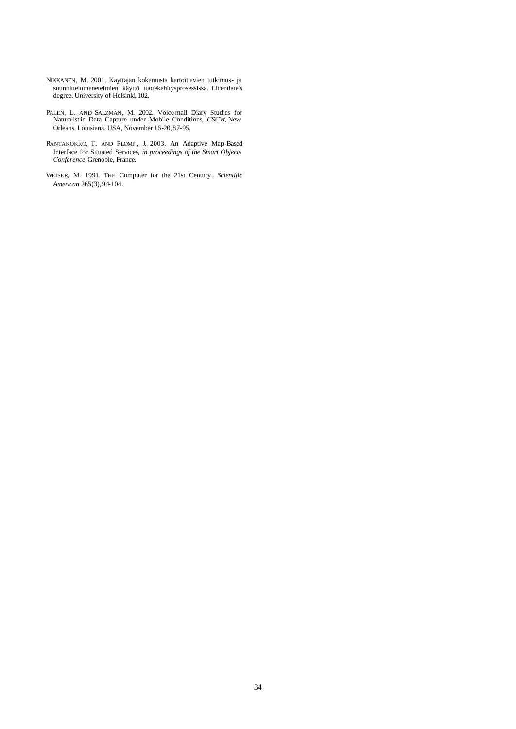NIKKANEN, M. 2001. Käyttäjän kokemusta kartoittavien tutkimus- ja suunnittelumenetelmien käyttö tuotekehitysprosessissa. Licentiate's degree. University of Helsinki, 102.

PALEN, L. AND SALZMAN, M. 2002. Voice-mail Diary Studies for Naturalistic Data Capture under Mobile Conditions, *CSCW*, New Orleans, Louisiana, USA, November 16-20, 87-95.

RANTAKOKKO, T. AND PLOMP, J. 2003. An Adaptive Map-Based Interface for Situated Services, *in proceedings of the Smart Objects Conference*, Grenoble, France.

WEISER, M. 1991. THE Computer for the 21st Century. *Scientific American* 265(3), 94-104.